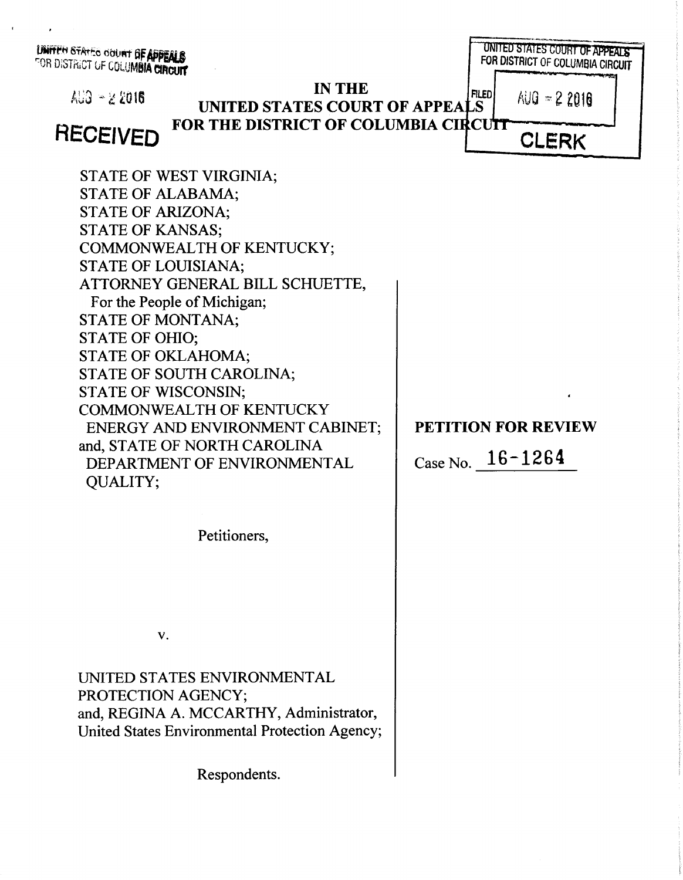UNITED STATES COURT OF APPEALS
FOR DISTRICT OF COLUMBIA CIRCUIT

AUG - 2 2016

**RECEIVED**

UNITED STATES COURT OF APPEALS
FOR DISTRICT OF COLUMBIA CIRCUIT

FILED AUG - 2 2016

CLERK

**IN THE**
**UNITED STATES COURT OF APPEALS**
**FOR THE DISTRICT OF COLUMBIA CIRCUIT**

STATE OF WEST VIRGINIA;
STATE OF ALABAMA;
STATE OF ARIZONA;
STATE OF KANSAS;
COMMONWEALTH OF KENTUCKY;
STATE OF LOUISIANA;
ATTORNEY GENERAL BILL SCHUETTE,
For the People of Michigan;
STATE OF MONTANA;
STATE OF OHIO;
STATE OF OKLAHOMA;
STATE OF SOUTH CAROLINA;
STATE OF WISCONSIN;
COMMONWEALTH OF KENTUCKY
ENERGY AND ENVIRONMENT CABINET;
and, STATE OF NORTH CAROLINA
DEPARTMENT OF ENVIRONMENTAL
QUALITY;

Petitioners,

v.

UNITED STATES ENVIRONMENTAL
PROTECTION AGENCY;
and, REGINA A. MCCARTHY, Administrator,
United States Environmental Protection Agency;

Respondents.

**PETITION FOR REVIEW**

Case No. 16-1264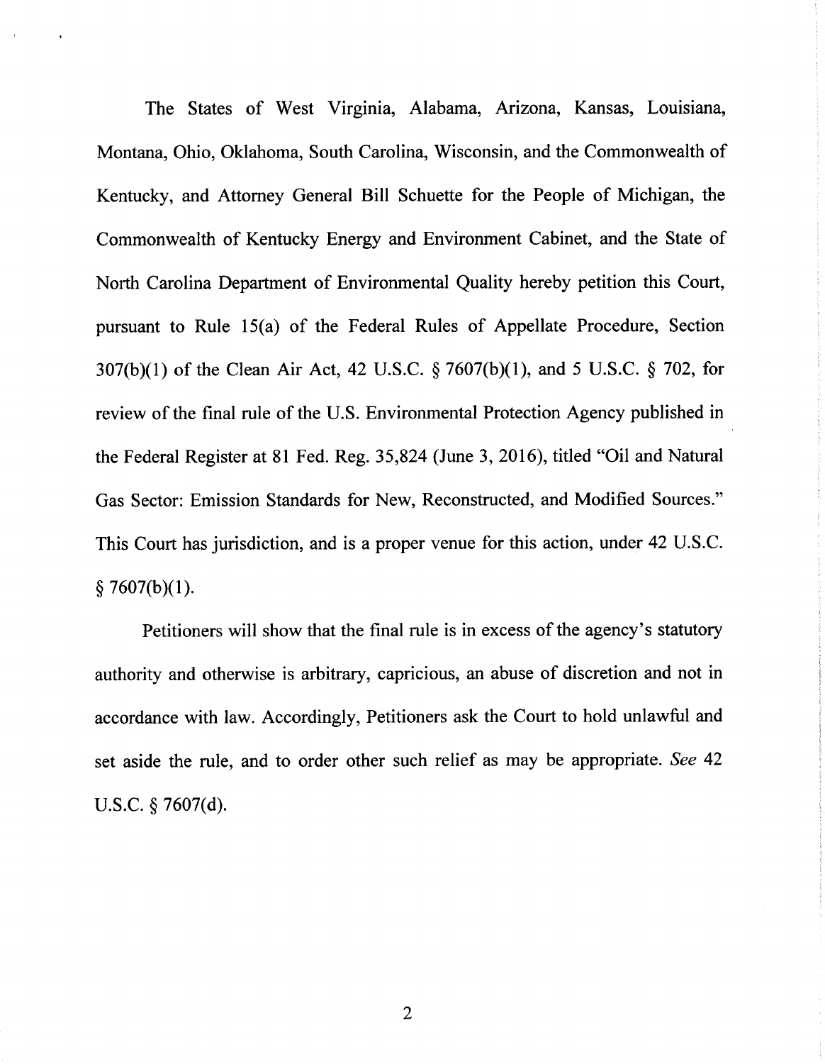The States of West Virginia, Alabama, Arizona, Kansas, Louisiana, Montana, Ohio, Oklahoma, South Carolina, Wisconsin, and the Commonwealth of Kentucky, and Attorney General Bill Schuette for the People of Michigan, the Commonwealth of Kentucky Energy and Environment Cabinet, and the State of North Carolina Department of Environmental Quality hereby petition this Court, pursuant to Rule 15(a) of the Federal Rules of Appellate Procedure, Section 307(b)(1) of the Clean Air Act, 42 U.S.C. § 7607(b)(1), and 5 U.S.C. § 702, for review of the final rule of the U.S. Environmental Protection Agency published in the Federal Register at 81 Fed. Reg. 35,824 (June 3, 2016), titled "Oil and Natural Gas Sector: Emission Standards for New, Reconstructed, and Modified Sources." This Court has jurisdiction, and is a proper venue for this action, under 42 U.S.C. § 7607(b)(1).

Petitioners will show that the final rule is in excess of the agency's statutory authority and otherwise is arbitrary, capricious, an abuse of discretion and not in accordance with law. Accordingly, Petitioners ask the Court to hold unlawful and set aside the rule, and to order other such relief as may be appropriate. *See* 42 U.S.C. § 7607(d).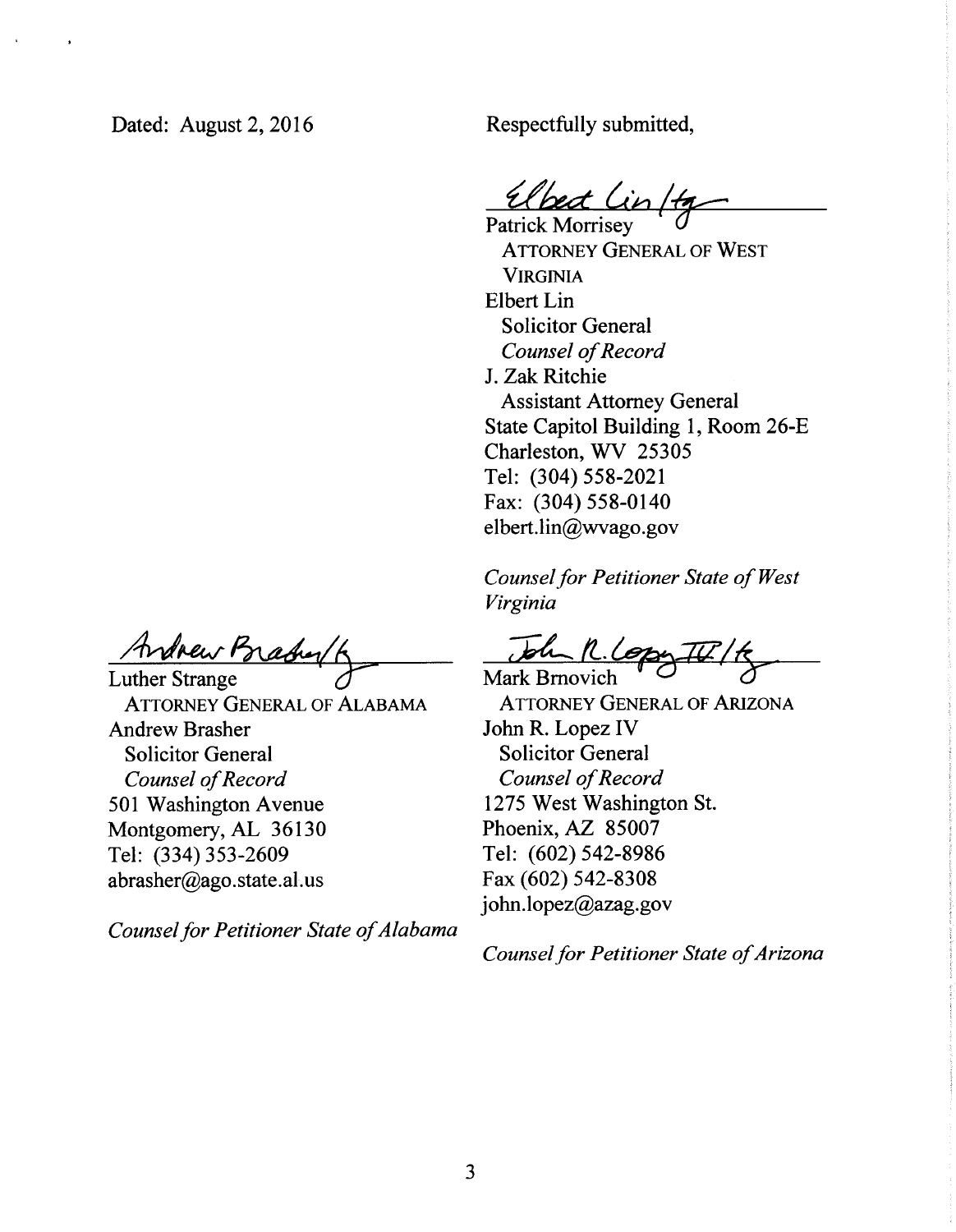Dated: August 2, 2016

Respectfully submitted,

Elbert Lin /tg

Patrick Morrisey
ATTORNEY GENERAL OF WEST VIRGINIA
Elbert Lin
Solicitor General
*Counsel of Record*
J. Zak Ritchie
Assistant Attorney General
State Capitol Building 1, Room 26-E
Charleston, WV 25305
Tel: (304) 558-2021
Fax: (304) 558-0140
elbert.lin@wvago.gov

*Counsel for Petitioner State of West Virginia*

Andrew Brasher /tg

Luther Strange
ATTORNEY GENERAL OF ALABAMA
Andrew Brasher
Solicitor General
*Counsel of Record*
501 Washington Avenue
Montgomery, AL 36130
Tel: (334) 353-2609
abrasher@ago.state.al.us

*Counsel for Petitioner State of Alabama*

John R. Lopez IV /tg

Mark Brnovich
ATTORNEY GENERAL OF ARIZONA
John R. Lopez IV
Solicitor General
*Counsel of Record*
1275 West Washington St.
Phoenix, AZ 85007
Tel: (602) 542-8986
Fax (602) 542-8308
john.lopez@azag.gov

*Counsel for Petitioner State of Arizona*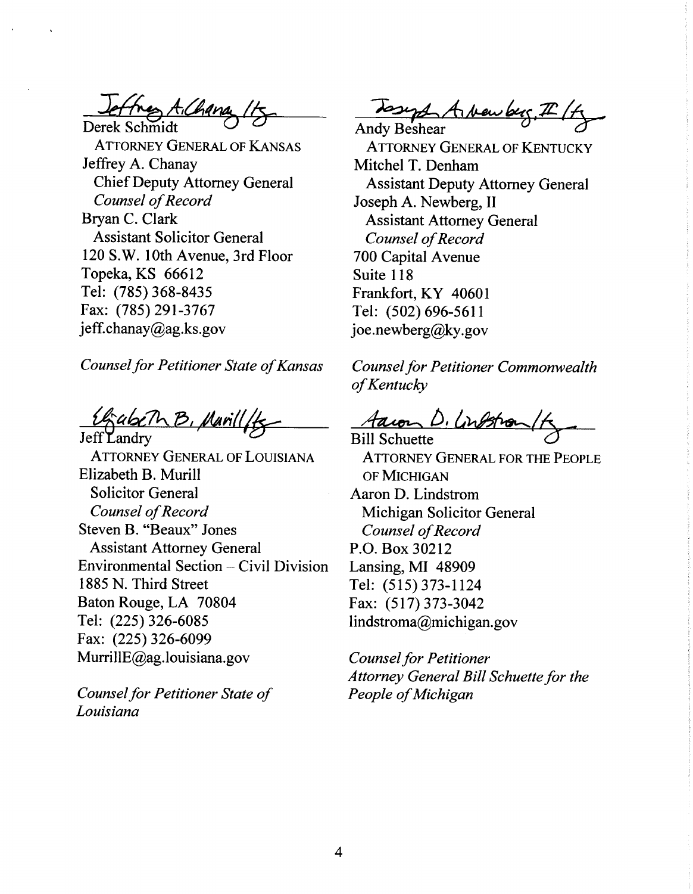/s/ Jeffrey A. Chanay

Derek Schmidt
ATTORNEY GENERAL OF KANSAS
Jeffrey A. Chanay
Chief Deputy Attorney General
*Counsel of Record*
Bryan C. Clark
Assistant Solicitor General
120 S.W. 10th Avenue, 3rd Floor
Topeka, KS 66612
Tel: (785) 368-8435
Fax: (785) 291-3767
jeff.chanay@ag.ks.gov

*Counsel for Petitioner State of Kansas*

/s/ Joseph A. Newberg, II

Andy Beshear
ATTORNEY GENERAL OF KENTUCKY
Mitchel T. Denham
Assistant Deputy Attorney General
Joseph A. Newberg, II
Assistant Attorney General
*Counsel of Record*
700 Capital Avenue
Suite 118
Frankfort, KY 40601
Tel: (502) 696-5611
joe.newberg@ky.gov

*Counsel for Petitioner Commonwealth of Kentucky*

/s/ Elizabeth B. Murill

Jeff Landry
ATTORNEY GENERAL OF LOUISIANA
Elizabeth B. Murill
Solicitor General
*Counsel of Record*
Steven B. "Beaux" Jones
Assistant Attorney General
Environmental Section – Civil Division
1885 N. Third Street
Baton Rouge, LA 70804
Tel: (225) 326-6085
Fax: (225) 326-6099
MurrillE@ag.louisiana.gov

*Counsel for Petitioner State of Louisiana*

/s/ Aaron D. Lindstrom

Bill Schuette
ATTORNEY GENERAL FOR THE PEOPLE OF MICHIGAN
Aaron D. Lindstrom
Michigan Solicitor General
*Counsel of Record*
P.O. Box 30212
Lansing, MI 48909
Tel: (515) 373-1124
Fax: (517) 373-3042
lindstroma@michigan.gov

*Counsel for Petitioner Attorney General Bill Schuette for the People of Michigan*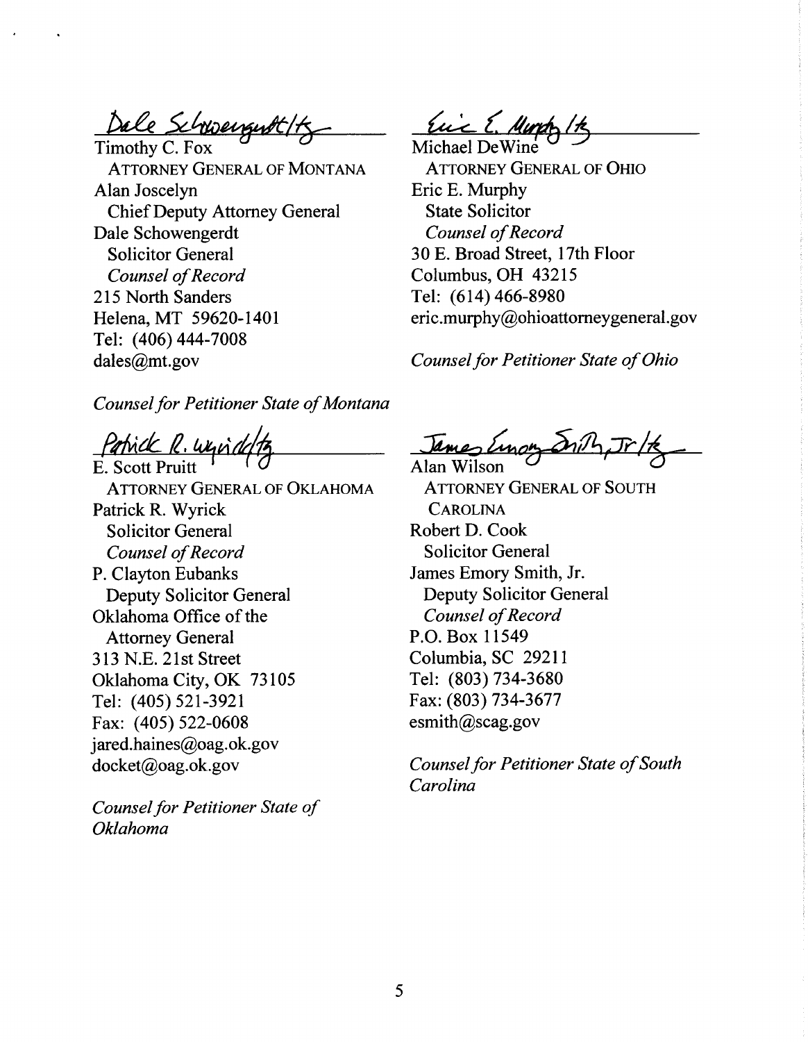Dale Schowengerdt/ts

Timothy C. Fox
ATTORNEY GENERAL OF MONTANA
Alan Joscelyn
Chief Deputy Attorney General
Dale Schowengerdt
Solicitor General
*Counsel of Record*
215 North Sanders
Helena, MT 59620-1401
Tel: (406) 444-7008
dales@mt.gov

*Counsel for Petitioner State of Montana*

Eric E. Murphy/ts

Michael DeWine
ATTORNEY GENERAL OF OHIO
Eric E. Murphy
State Solicitor
*Counsel of Record*
30 E. Broad Street, 17th Floor
Columbus, OH 43215
Tel: (614) 466-8980
eric.murphy@ohioattorneygeneral.gov

*Counsel for Petitioner State of Ohio*

Patrick R. Wyrick/ts

E. Scott Pruitt
ATTORNEY GENERAL OF OKLAHOMA
Patrick R. Wyrick
Solicitor General
*Counsel of Record*
P. Clayton Eubanks
Deputy Solicitor General
Oklahoma Office of the
Attorney General
313 N.E. 21st Street
Oklahoma City, OK 73105
Tel: (405) 521-3921
Fax: (405) 522-0608
jared.haines@oag.ok.gov
docket@oag.ok.gov

*Counsel for Petitioner State of Oklahoma*

James Emory Smith, Jr./ts

Alan Wilson
ATTORNEY GENERAL OF SOUTH CAROLINA
Robert D. Cook
Solicitor General
James Emory Smith, Jr.
Deputy Solicitor General
*Counsel of Record*
P.O. Box 11549
Columbia, SC 29211
Tel: (803) 734-3680
Fax: (803) 734-3677
esmith@scag.gov

*Counsel for Petitioner State of South Carolina*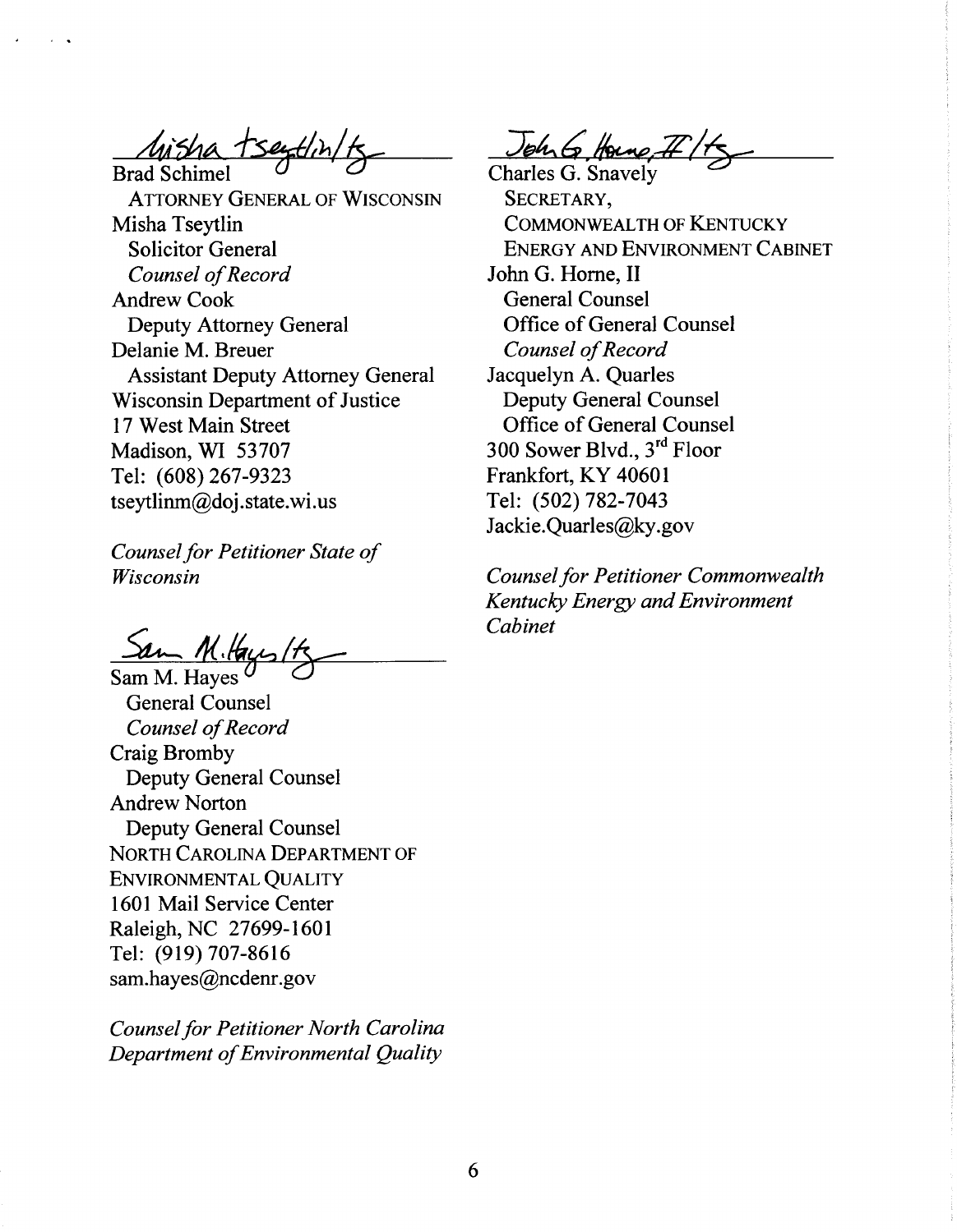*Misha Tseytlin/ts*

Brad Schimel
ATTORNEY GENERAL OF WISCONSIN
Misha Tseytlin
Solicitor General
*Counsel of Record*
Andrew Cook
Deputy Attorney General
Delanie M. Breuer
Assistant Deputy Attorney General
Wisconsin Department of Justice
17 West Main Street
Madison, WI 53707
Tel: (608) 267-9323
tseytlinm@doj.state.wi.us

*Counsel for Petitioner State of Wisconsin*

*Sam M. Hayes/ts*

Sam M. Hayes
General Counsel
*Counsel of Record*
Craig Bromby
Deputy General Counsel
Andrew Norton
Deputy General Counsel
NORTH CAROLINA DEPARTMENT OF ENVIRONMENTAL QUALITY
1601 Mail Service Center
Raleigh, NC 27699-1601
Tel: (919) 707-8616
sam.hayes@ncdenr.gov

*Counsel for Petitioner North Carolina Department of Environmental Quality*

*John G. Horne, II/ts*

Charles G. Snavely
SECRETARY,
COMMONWEALTH OF KENTUCKY
ENERGY AND ENVIRONMENT CABINET
John G. Horne, II
General Counsel
Office of General Counsel
*Counsel of Record*
Jacquelyn A. Quarles
Deputy General Counsel
Office of General Counsel
300 Sower Blvd., 3rd Floor
Frankfort, KY 40601
Tel: (502) 782-7043
Jackie.Quarles@ky.gov

*Counsel for Petitioner Commonwealth Kentucky Energy and Environment Cabinet*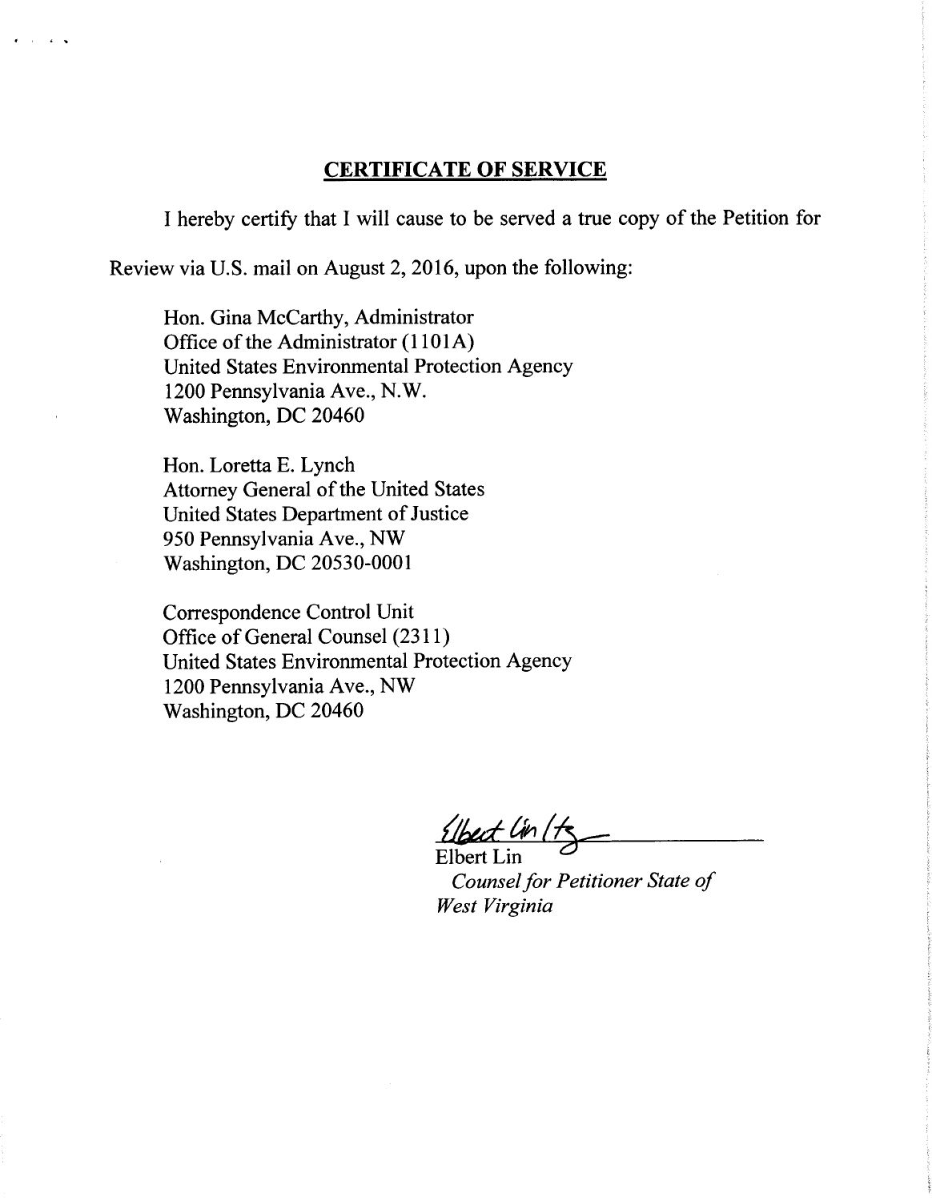## CERTIFICATE OF SERVICE

I hereby certify that I will cause to be served a true copy of the Petition for Review via U.S. mail on August 2, 2016, upon the following:

Hon. Gina McCarthy, Administrator
Office of the Administrator (1101A)
United States Environmental Protection Agency
1200 Pennsylvania Ave., N.W.
Washington, DC 20460

Hon. Loretta E. Lynch
Attorney General of the United States
United States Department of Justice
950 Pennsylvania Ave., NW
Washington, DC 20530-0001

Correspondence Control Unit
Office of General Counsel (2311)
United States Environmental Protection Agency
1200 Pennsylvania Ave., NW
Washington, DC 20460

Elbert Lin /ts

Elbert Lin
*Counsel for Petitioner State of West Virginia*